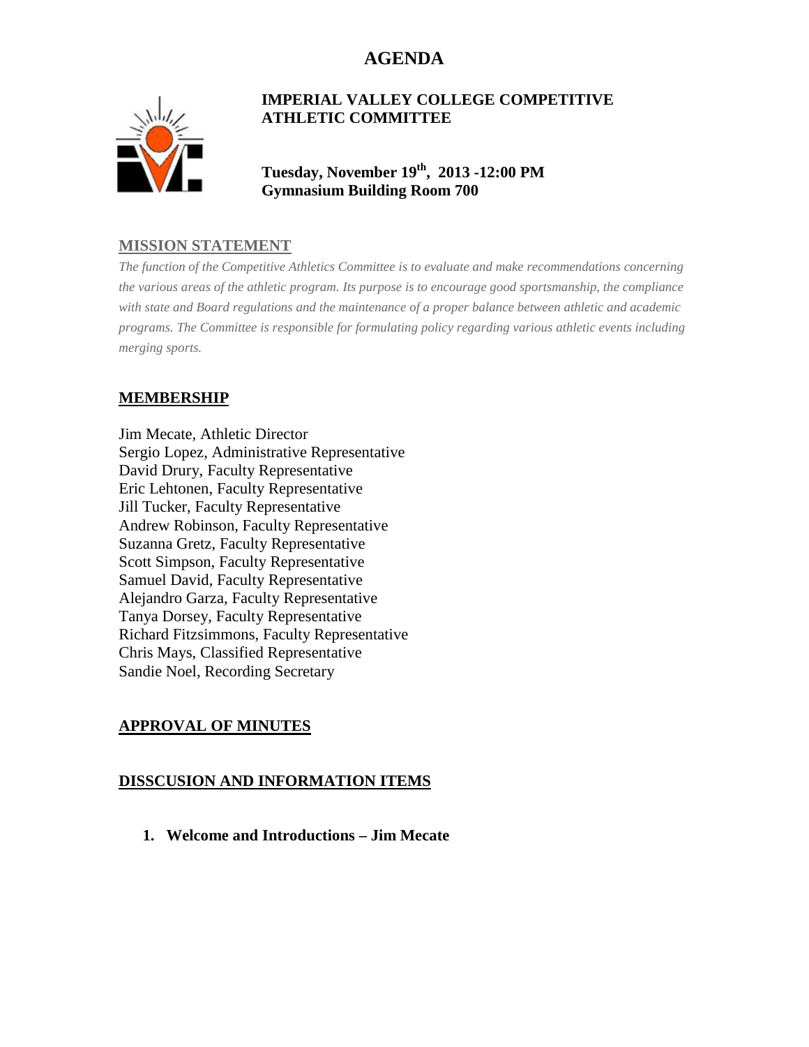# AGENDA

## IMPERIAL VALLEY COLLEGE COMPETITIVE ATHLETIC COMMITTEE

**Tuesday, November 19th, 2013 -12:00 PM**
**Gymnasium Building Room 700**

## MISSION STATEMENT

*The function of the Competitive Athletics Committee is to evaluate and make recommendations concerning the various areas of the athletic program. Its purpose is to encourage good sportsmanship, the compliance with state and Board regulations and the maintenance of a proper balance between athletic and academic programs. The Committee is responsible for formulating policy regarding various athletic events including merging sports.*

## MEMBERSHIP

Jim Mecate, Athletic Director
Sergio Lopez, Administrative Representative
David Drury, Faculty Representative
Eric Lehtonen, Faculty Representative
Jill Tucker, Faculty Representative
Andrew Robinson, Faculty Representative
Suzanna Gretz, Faculty Representative
Scott Simpson, Faculty Representative
Samuel David, Faculty Representative
Alejandro Garza, Faculty Representative
Tanya Dorsey, Faculty Representative
Richard Fitzsimmons, Faculty Representative
Chris Mays, Classified Representative
Sandie Noel, Recording Secretary

## APPROVAL OF MINUTES

## DISSCUSION AND INFORMATION ITEMS

1. **Welcome and Introductions – Jim Mecate**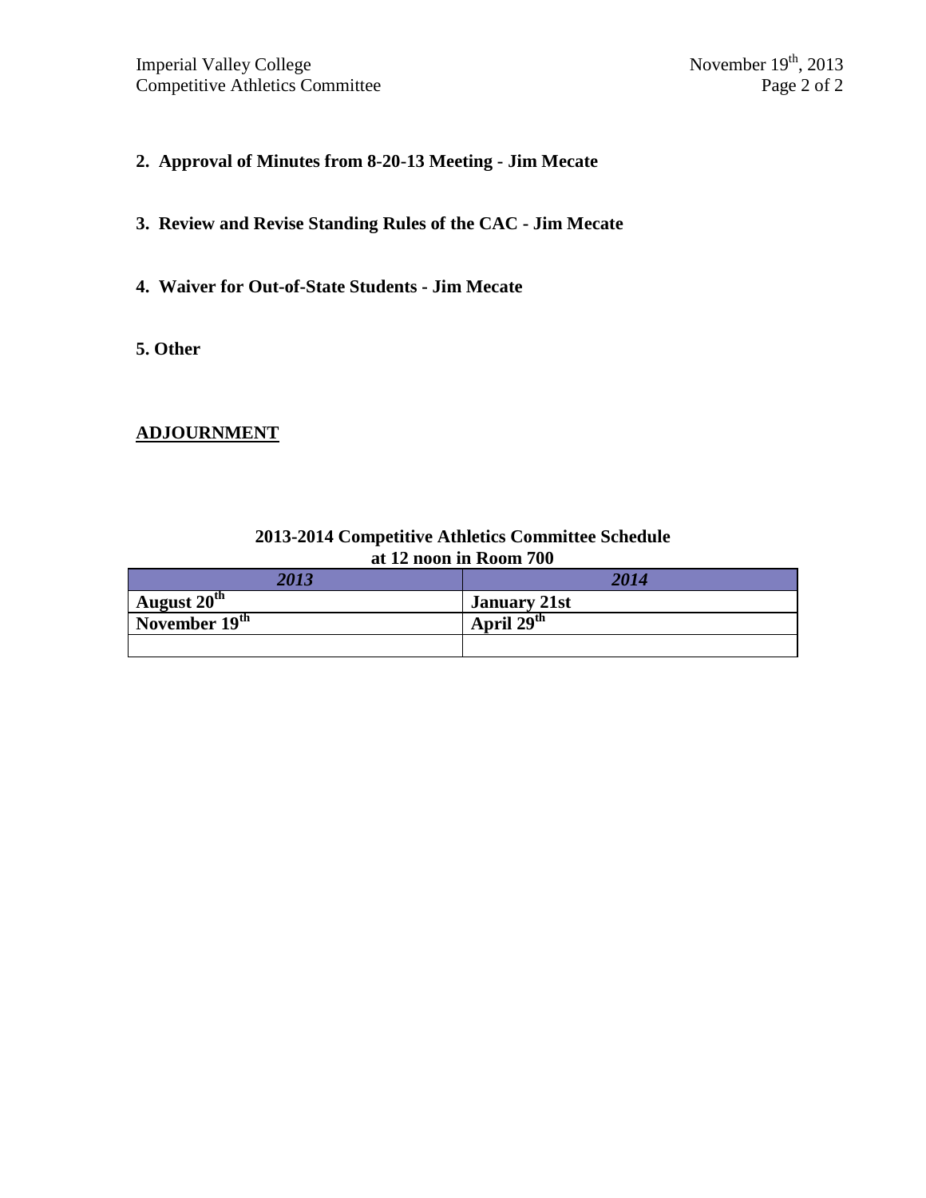**2. Approval of Minutes from 8-20-13 Meeting - Jim Mecate**

**3. Review and Revise Standing Rules of the CAC - Jim Mecate**

**4. Waiver for Out-of-State Students - Jim Mecate**

**5. Other**

**ADJOURNMENT**

**2013-2014 Competitive Athletics Committee Schedule at 12 noon in Room 700**

| *2013* | *2014* |
|---|---|
| **August 20th** | **January 21st** |
| **November 19th** | **April 29th** |
| | |